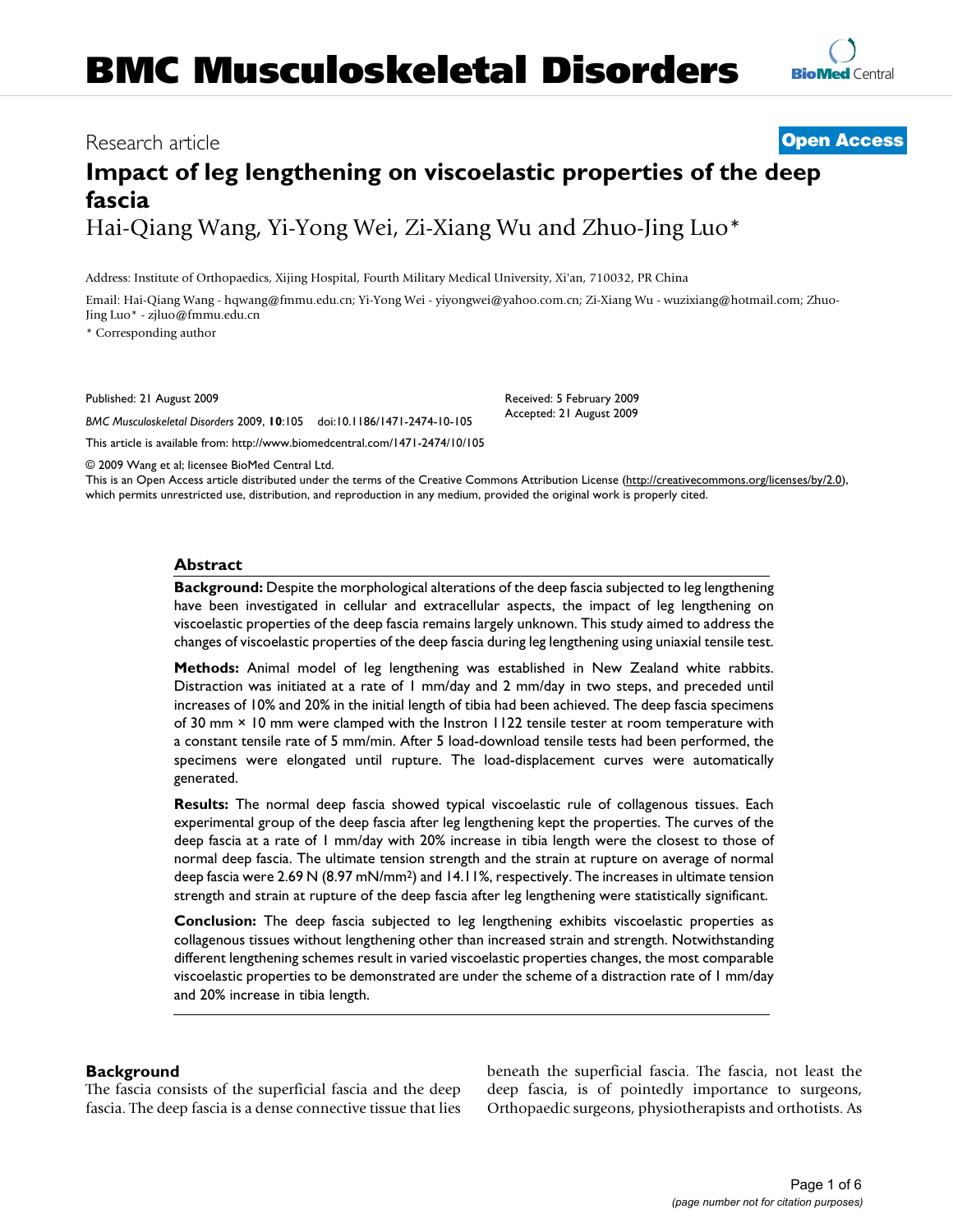Research article **Open Access**

# Impact of leg lengthening on viscoelastic properties of the deep fascia

Hai-Qiang Wang, Yi-Yong Wei, Zi-Xiang Wu and Zhuo-Jing Luo*

Address: Institute of Orthopaedics, Xijing Hospital, Fourth Military Medical University, Xi'an, 710032, PR China

Email: Hai-Qiang Wang - hqwang@fmmu.edu.cn; Yi-Yong Wei - yiyongwei@yahoo.com.cn; Zi-Xiang Wu - wuzixiang@hotmail.com; Zhuo-Jing Luo* - zjluo@fmmu.edu.cn

* Corresponding author

Published: 21 August 2009

*BMC Musculoskeletal Disorders* 2009, **10**:105 doi:10.1186/1471-2474-10-105

Received: 5 February 2009
Accepted: 21 August 2009

This article is available from: http://www.biomedcentral.com/1471-2474/10/105

© 2009 Wang et al; licensee BioMed Central Ltd.
This is an Open Access article distributed under the terms of the Creative Commons Attribution License (http://creativecommons.org/licenses/by/2.0), which permits unrestricted use, distribution, and reproduction in any medium, provided the original work is properly cited.

## Abstract

**Background:** Despite the morphological alterations of the deep fascia subjected to leg lengthening have been investigated in cellular and extracellular aspects, the impact of leg lengthening on viscoelastic properties of the deep fascia remains largely unknown. This study aimed to address the changes of viscoelastic properties of the deep fascia during leg lengthening using uniaxial tensile test.

**Methods:** Animal model of leg lengthening was established in New Zealand white rabbits. Distraction was initiated at a rate of 1 mm/day and 2 mm/day in two steps, and preceded until increases of 10% and 20% in the initial length of tibia had been achieved. The deep fascia specimens of 30 mm × 10 mm were clamped with the Instron 1122 tensile tester at room temperature with a constant tensile rate of 5 mm/min. After 5 load-download tensile tests had been performed, the specimens were elongated until rupture. The load-displacement curves were automatically generated.

**Results:** The normal deep fascia showed typical viscoelastic rule of collagenous tissues. Each experimental group of the deep fascia after leg lengthening kept the properties. The curves of the deep fascia at a rate of 1 mm/day with 20% increase in tibia length were the closest to those of normal deep fascia. The ultimate tension strength and the strain at rupture on average of normal deep fascia were 2.69 N (8.97 mN/mm$^2$) and 14.11%, respectively. The increases in ultimate tension strength and strain at rupture of the deep fascia after leg lengthening were statistically significant.

**Conclusion:** The deep fascia subjected to leg lengthening exhibits viscoelastic properties as collagenous tissues without lengthening other than increased strain and strength. Notwithstanding different lengthening schemes result in varied viscoelastic properties changes, the most comparable viscoelastic properties to be demonstrated are under the scheme of a distraction rate of 1 mm/day and 20% increase in tibia length.

## Background

The fascia consists of the superficial fascia and the deep fascia. The deep fascia is a dense connective tissue that lies beneath the superficial fascia. The fascia, not least the deep fascia, is of pointedly importance to surgeons, Orthopaedic surgeons, physiotherapists and orthotists. As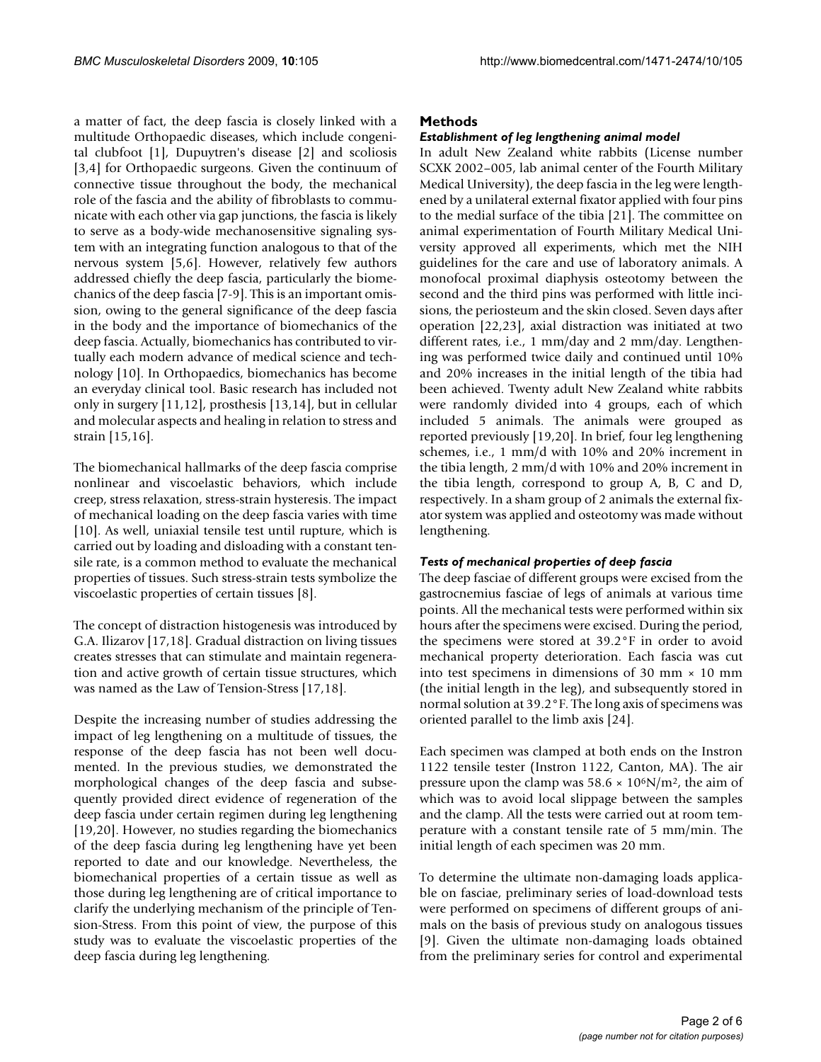a matter of fact, the deep fascia is closely linked with a multitude Orthopaedic diseases, which include congenital clubfoot [1], Dupuytren's disease [2] and scoliosis [3,4] for Orthopaedic surgeons. Given the continuum of connective tissue throughout the body, the mechanical role of the fascia and the ability of fibroblasts to communicate with each other via gap junctions, the fascia is likely to serve as a body-wide mechanosensitive signaling system with an integrating function analogous to that of the nervous system [5,6]. However, relatively few authors addressed chiefly the deep fascia, particularly the biomechanics of the deep fascia [7-9]. This is an important omission, owing to the general significance of the deep fascia in the body and the importance of biomechanics of the deep fascia. Actually, biomechanics has contributed to virtually each modern advance of medical science and technology [10]. In Orthopaedics, biomechanics has become an everyday clinical tool. Basic research has included not only in surgery [11,12], prosthesis [13,14], but in cellular and molecular aspects and healing in relation to stress and strain [15,16].

The biomechanical hallmarks of the deep fascia comprise nonlinear and viscoelastic behaviors, which include creep, stress relaxation, stress-strain hysteresis. The impact of mechanical loading on the deep fascia varies with time [10]. As well, uniaxial tensile test until rupture, which is carried out by loading and disloading with a constant tensile rate, is a common method to evaluate the mechanical properties of tissues. Such stress-strain tests symbolize the viscoelastic properties of certain tissues [8].

The concept of distraction histogenesis was introduced by G.A. Ilizarov [17,18]. Gradual distraction on living tissues creates stresses that can stimulate and maintain regeneration and active growth of certain tissue structures, which was named as the Law of Tension-Stress [17,18].

Despite the increasing number of studies addressing the impact of leg lengthening on a multitude of tissues, the response of the deep fascia has not been well documented. In the previous studies, we demonstrated the morphological changes of the deep fascia and subsequently provided direct evidence of regeneration of the deep fascia under certain regimen during leg lengthening [19,20]. However, no studies regarding the biomechanics of the deep fascia during leg lengthening have yet been reported to date and our knowledge. Nevertheless, the biomechanical properties of a certain tissue as well as those during leg lengthening are of critical importance to clarify the underlying mechanism of the principle of Tension-Stress. From this point of view, the purpose of this study was to evaluate the viscoelastic properties of the deep fascia during leg lengthening.

## Methods

### *Establishment of leg lengthening animal model*

In adult New Zealand white rabbits (License number SCXK 2002–005, lab animal center of the Fourth Military Medical University), the deep fascia in the leg were lengthened by a unilateral external fixator applied with four pins to the medial surface of the tibia [21]. The committee on animal experimentation of Fourth Military Medical University approved all experiments, which met the NIH guidelines for the care and use of laboratory animals. A monofocal proximal diaphysis osteotomy between the second and the third pins was performed with little incisions, the periosteum and the skin closed. Seven days after operation [22,23], axial distraction was initiated at two different rates, i.e., 1 mm/day and 2 mm/day. Lengthening was performed twice daily and continued until 10% and 20% increases in the initial length of the tibia had been achieved. Twenty adult New Zealand white rabbits were randomly divided into 4 groups, each of which included 5 animals. The animals were grouped as reported previously [19,20]. In brief, four leg lengthening schemes, i.e., 1 mm/d with 10% and 20% increment in the tibia length, 2 mm/d with 10% and 20% increment in the tibia length, correspond to group A, B, C and D, respectively. In a sham group of 2 animals the external fixator system was applied and osteotomy was made without lengthening.

### *Tests of mechanical properties of deep fascia*

The deep fasciae of different groups were excised from the gastrocnemius fasciae of legs of animals at various time points. All the mechanical tests were performed within six hours after the specimens were excised. During the period, the specimens were stored at 39.2°F in order to avoid mechanical property deterioration. Each fascia was cut into test specimens in dimensions of 30 mm × 10 mm (the initial length in the leg), and subsequently stored in normal solution at 39.2°F. The long axis of specimens was oriented parallel to the limb axis [24].

Each specimen was clamped at both ends on the Instron 1122 tensile tester (Instron 1122, Canton, MA). The air pressure upon the clamp was $58.6 \times 10^6 N/m^2$, the aim of which was to avoid local slippage between the samples and the clamp. All the tests were carried out at room temperature with a constant tensile rate of 5 mm/min. The initial length of each specimen was 20 mm.

To determine the ultimate non-damaging loads applicable on fasciae, preliminary series of load-download tests were performed on specimens of different groups of animals on the basis of previous study on analogous tissues [9]. Given the ultimate non-damaging loads obtained from the preliminary series for control and experimental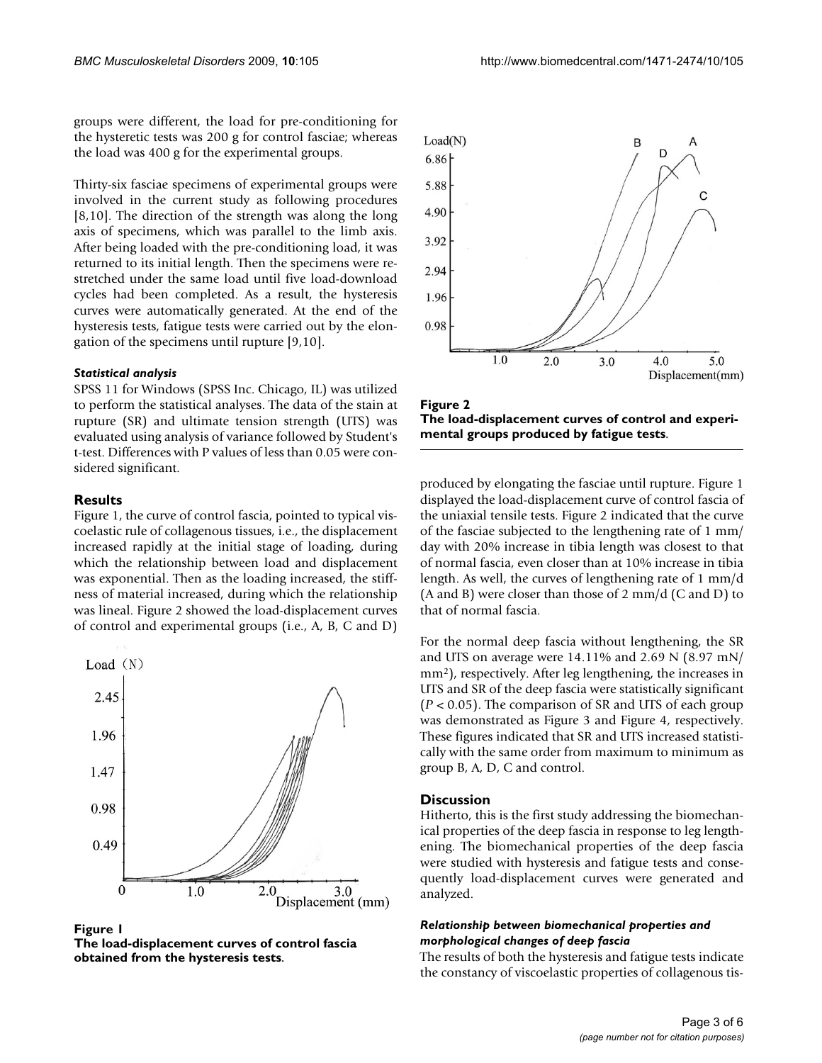groups were different, the load for pre-conditioning for the hysteretic tests was 200 g for control fasciae; whereas the load was 400 g for the experimental groups.

Thirty-six fasciae specimens of experimental groups were involved in the current study as following procedures [8,10]. The direction of the strength was along the long axis of specimens, which was parallel to the limb axis. After being loaded with the pre-conditioning load, it was returned to its initial length. Then the specimens were re-stretched under the same load until five load-download cycles had been completed. As a result, the hysteresis curves were automatically generated. At the end of the hysteresis tests, fatigue tests were carried out by the elongation of the specimens until rupture [9,10].

#### *Statistical analysis*

SPSS 11 for Windows (SPSS Inc. Chicago, IL) was utilized to perform the statistical analyses. The data of the stain at rupture (SR) and ultimate tension strength (UTS) was evaluated using analysis of variance followed by Student's t-test. Differences with P values of less than 0.05 were considered significant.

## Results

Figure 1, the curve of control fascia, pointed to typical viscoelastic rule of collagenous tissues, i.e., the displacement increased rapidly at the initial stage of loading, during which the relationship between load and displacement was exponential. Then as the loading increased, the stiffness of material increased, during which the relationship was lineal. Figure 2 showed the load-displacement curves of control and experimental groups (i.e., A, B, C and D) produced by elongating the fasciae until rupture. Figure 1 displayed the load-displacement curve of control fascia of the uniaxial tensile tests. Figure 2 indicated that the curve of the fasciae subjected to the lengthening rate of 1 mm/day with 20% increase in tibia length was closest to that of normal fascia, even closer than at 10% increase in tibia length. As well, the curves of lengthening rate of 1 mm/d (A and B) were closer than those of 2 mm/d (C and D) to that of normal fascia.

**Figure 1**
**The load-displacement curves of control fascia obtained from the hysteresis tests.**

**Figure 2**
**The load-displacement curves of control and experimental groups produced by fatigue tests.**

For the normal deep fascia without lengthening, the SR and UTS on average were 14.11% and 2.69 N (8.97 mN/$mm^2$), respectively. After leg lengthening, the increases in UTS and SR of the deep fascia were statistically significant ($P < 0.05$). The comparison of SR and UTS of each group was demonstrated as Figure 3 and Figure 4, respectively. These figures indicated that SR and UTS increased statistically with the same order from maximum to minimum as group B, A, D, C and control.

## Discussion

Hitherto, this is the first study addressing the biomechanical properties of the deep fascia in response to leg lengthening. The biomechanical properties of the deep fascia were studied with hysteresis and fatigue tests and consequently load-displacement curves were generated and analyzed.

#### *Relationship between biomechanical properties and morphological changes of deep fascia*

The results of both the hysteresis and fatigue tests indicate the constancy of viscoelastic properties of collagenous tis-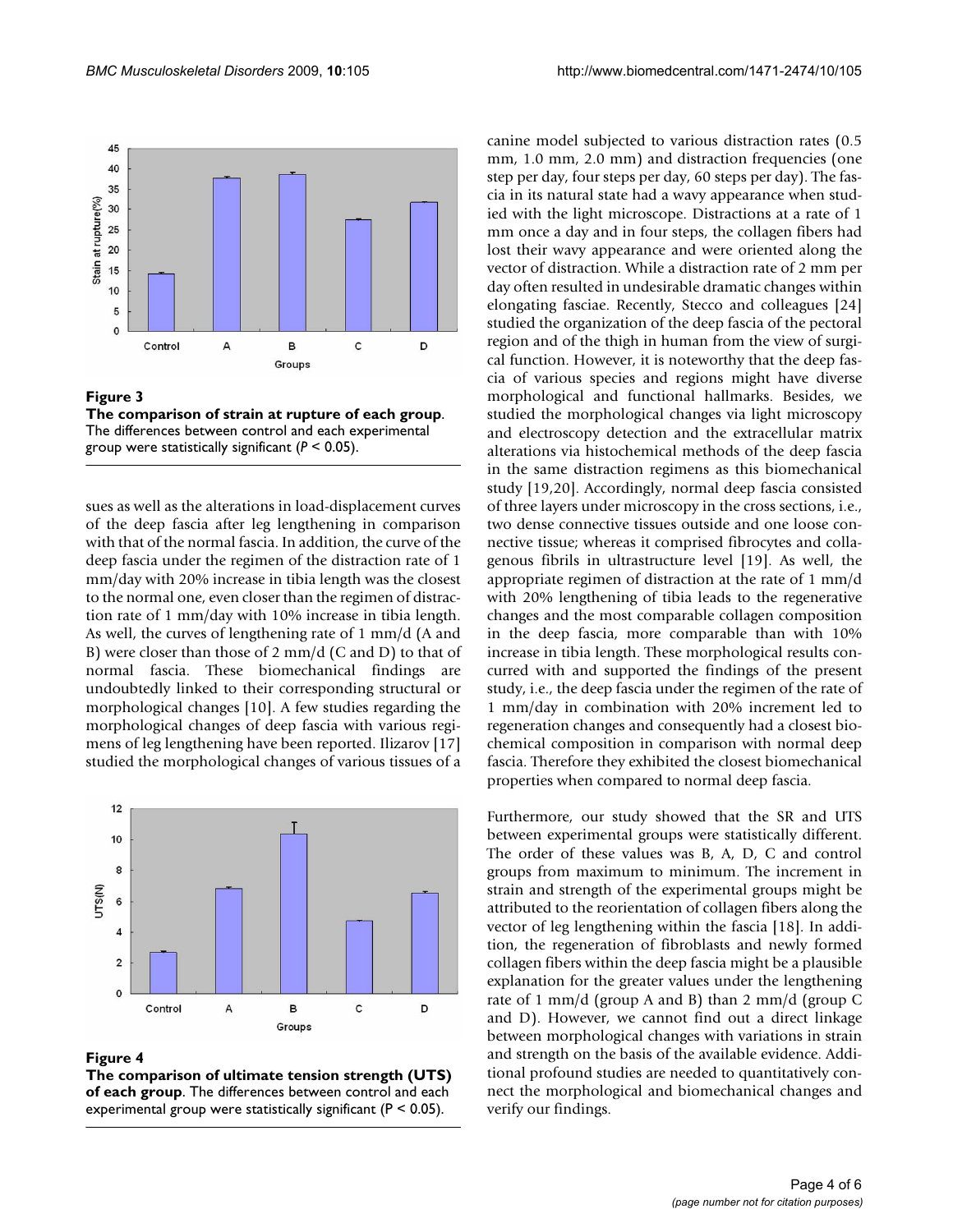**Figure 3**

**The comparison of strain at rupture of each group**. The differences between control and each experimental group were statistically significant ($P < 0.05$).

sues as well as the alterations in load-displacement curves of the deep fascia after leg lengthening in comparison with that of the normal fascia. In addition, the curve of the deep fascia under the regimen of the distraction rate of 1 mm/day with 20% increase in tibia length was the closest to the normal one, even closer than the regimen of distraction rate of 1 mm/day with 10% increase in tibia length. As well, the curves of lengthening rate of 1 mm/d (A and B) were closer than those of 2 mm/d (C and D) to that of normal fascia. These biomechanical findings are undoubtedly linked to their corresponding structural or morphological changes [10]. A few studies regarding the morphological changes of deep fascia with various regimens of leg lengthening have been reported. Ilizarov [17] studied the morphological changes of various tissues of a canine model subjected to various distraction rates (0.5 mm, 1.0 mm, 2.0 mm) and distraction frequencies (one step per day, four steps per day, 60 steps per day). The fascia in its natural state had a wavy appearance when studied with the light microscope. Distractions at a rate of 1 mm once a day and in four steps, the collagen fibers had lost their wavy appearance and were oriented along the vector of distraction. While a distraction rate of 2 mm per day often resulted in undesirable dramatic changes within elongating fasciae. Recently, Stecco and colleagues [24] studied the organization of the deep fascia of the pectoral region and of the thigh in human from the view of surgical function. However, it is noteworthy that the deep fascia of various species and regions might have diverse morphological and functional hallmarks. Besides, we studied the morphological changes via light microscopy and electroscopy detection and the extracellular matrix alterations via histochemical methods of the deep fascia in the same distraction regimens as this biomechanical study [19,20]. Accordingly, normal deep fascia consisted of three layers under microscopy in the cross sections, i.e., two dense connective tissues outside and one loose connective tissue; whereas it comprised fibrocytes and collagenous fibrils in ultrastructure level [19]. As well, the appropriate regimen of distraction at the rate of 1 mm/d with 20% lengthening of tibia leads to the regenerative changes and the most comparable collagen composition in the deep fascia, more comparable than with 10% increase in tibia length. These morphological results concurred with and supported the findings of the present study, i.e., the deep fascia under the regimen of the rate of 1 mm/day in combination with 20% increment led to regeneration changes and consequently had a closest biochemical composition in comparison with normal deep fascia. Therefore they exhibited the closest biomechanical properties when compared to normal deep fascia.

**Figure 4**

**The comparison of ultimate tension strength (UTS) of each group**. The differences between control and each experimental group were statistically significant ($P < 0.05$).

Furthermore, our study showed that the SR and UTS between experimental groups were statistically different. The order of these values was B, A, D, C and control groups from maximum to minimum. The increment in strain and strength of the experimental groups might be attributed to the reorientation of collagen fibers along the vector of leg lengthening within the fascia [18]. In addition, the regeneration of fibroblasts and newly formed collagen fibers within the deep fascia might be a plausible explanation for the greater values under the lengthening rate of 1 mm/d (group A and B) than 2 mm/d (group C and D). However, we cannot find out a direct linkage between morphological changes with variations in strain and strength on the basis of the available evidence. Additional profound studies are needed to quantitatively connect the morphological and biomechanical changes and verify our findings.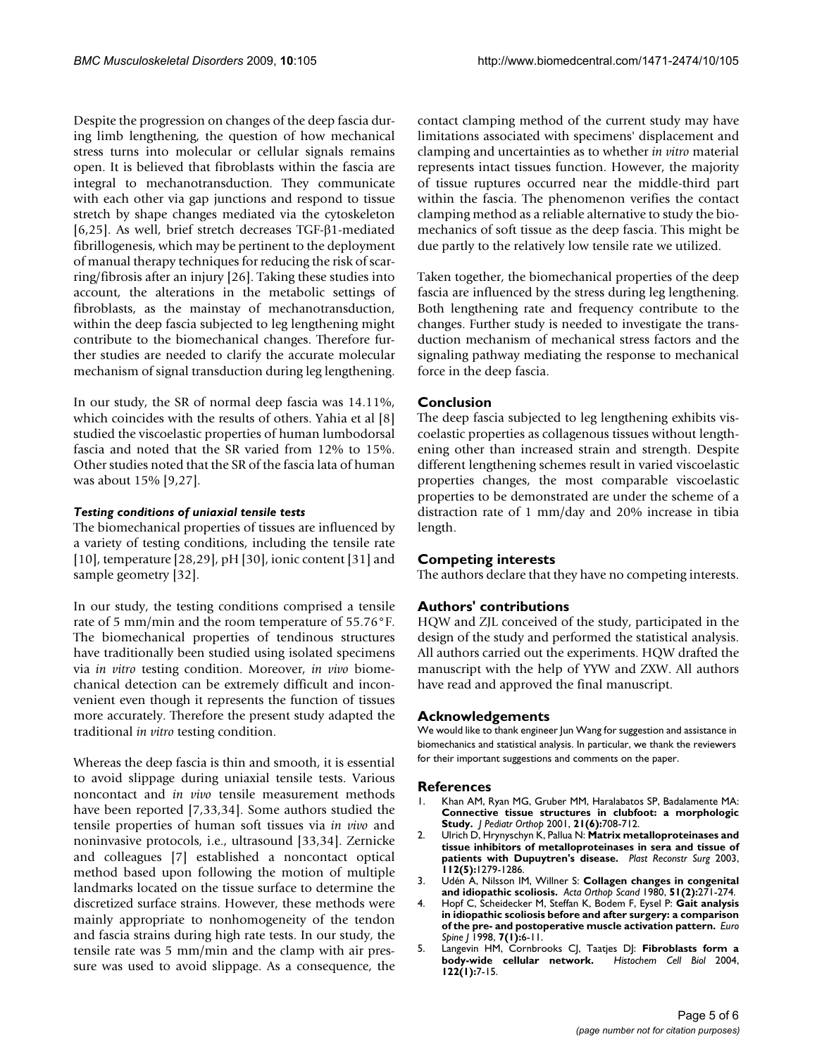Despite the progression on changes of the deep fascia during limb lengthening, the question of how mechanical stress turns into molecular or cellular signals remains open. It is believed that fibroblasts within the fascia are integral to mechanotransduction. They communicate with each other via gap junctions and respond to tissue stretch by shape changes mediated via the cytoskeleton [6,25]. As well, brief stretch decreases TGF-β1-mediated fibrillogenesis, which may be pertinent to the deployment of manual therapy techniques for reducing the risk of scarring/fibrosis after an injury [26]. Taking these studies into account, the alterations in the metabolic settings of fibroblasts, as the mainstay of mechanotransduction, within the deep fascia subjected to leg lengthening might contribute to the biomechanical changes. Therefore further studies are needed to clarify the accurate molecular mechanism of signal transduction during leg lengthening.

In our study, the SR of normal deep fascia was 14.11%, which coincides with the results of others. Yahia et al [8] studied the viscoelastic properties of human lumbodorsal fascia and noted that the SR varied from 12% to 15%. Other studies noted that the SR of the fascia lata of human was about 15% [9,27].

#### *Testing conditions of uniaxial tensile tests*

The biomechanical properties of tissues are influenced by a variety of testing conditions, including the tensile rate [10], temperature [28,29], pH [30], ionic content [31] and sample geometry [32].

In our study, the testing conditions comprised a tensile rate of 5 mm/min and the room temperature of 55.76°F. The biomechanical properties of tendinous structures have traditionally been studied using isolated specimens via *in vitro* testing condition. Moreover, *in vivo* biomechanical detection can be extremely difficult and inconvenient even though it represents the function of tissues more accurately. Therefore the present study adapted the traditional *in vitro* testing condition.

Whereas the deep fascia is thin and smooth, it is essential to avoid slippage during uniaxial tensile tests. Various noncontact and *in vivo* tensile measurement methods have been reported [7,33,34]. Some authors studied the tensile properties of human soft tissues via *in vivo* and noninvasive protocols, i.e., ultrasound [33,34]. Zernicke and colleagues [7] established a noncontact optical method based upon following the motion of multiple landmarks located on the tissue surface to determine the discretized surface strains. However, these methods were mainly appropriate to nonhomogeneity of the tendon and fascia strains during high rate tests. In our study, the tensile rate was 5 mm/min and the clamp with air pressure was used to avoid slippage. As a consequence, the contact clamping method of the current study may have limitations associated with specimens' displacement and clamping and uncertainties as to whether *in vitro* material represents intact tissues function. However, the majority of tissue ruptures occurred near the middle-third part within the fascia. The phenomenon verifies the contact clamping method as a reliable alternative to study the biomechanics of soft tissue as the deep fascia. This might be due partly to the relatively low tensile rate we utilized.

Taken together, the biomechanical properties of the deep fascia are influenced by the stress during leg lengthening. Both lengthening rate and frequency contribute to the changes. Further study is needed to investigate the transduction mechanism of mechanical stress factors and the signaling pathway mediating the response to mechanical force in the deep fascia.

## Conclusion

The deep fascia subjected to leg lengthening exhibits viscoelastic properties as collagenous tissues without lengthening other than increased strain and strength. Despite different lengthening schemes result in varied viscoelastic properties changes, the most comparable viscoelastic properties to be demonstrated are under the scheme of a distraction rate of 1 mm/day and 20% increase in tibia length.

## Competing interests

The authors declare that they have no competing interests.

## Authors' contributions

HQW and ZJL conceived of the study, participated in the design of the study and performed the statistical analysis. All authors carried out the experiments. HQW drafted the manuscript with the help of YYW and ZXW. All authors have read and approved the final manuscript.

## Acknowledgements

We would like to thank engineer Jun Wang for suggestion and assistance in biomechanics and statistical analysis. In particular, we thank the reviewers for their important suggestions and comments on the paper.

## References

1. Khan AM, Ryan MG, Gruber MM, Haralabatos SP, Badalamente MA: **Connective tissue structures in clubfoot: a morphologic Study.** *J Pediatr Orthop* 2001, **21(6):**708-712.
2. Ulrich D, Hrynyschyn K, Pallua N: **Matrix metalloproteinases and tissue inhibitors of metalloproteinases in sera and tissue of patients with Dupuytren's disease.** *Plast Reconstr Surg* 2003, **112(5):**1279-1286.
3. Udén A, Nilsson IM, Willner S: **Collagen changes in congenital and idiopathic scoliosis.** *Acta Orthop Scand* 1980, **51(2):**271-274.
4. Hopf C, Scheidecker M, Steffan K, Bodem F, Eysel P: **Gait analysis in idiopathic scoliosis before and after surgery: a comparison of the pre- and postoperative muscle activation pattern.** *Euro Spine J* 1998, **7(1):**6-11.
5. Langevin HM, Cornbrooks CJ, Taatjes DJ: **Fibroblasts form a body-wide cellular network.** *Histochem Cell Biol* 2004, **122(1):**7-15.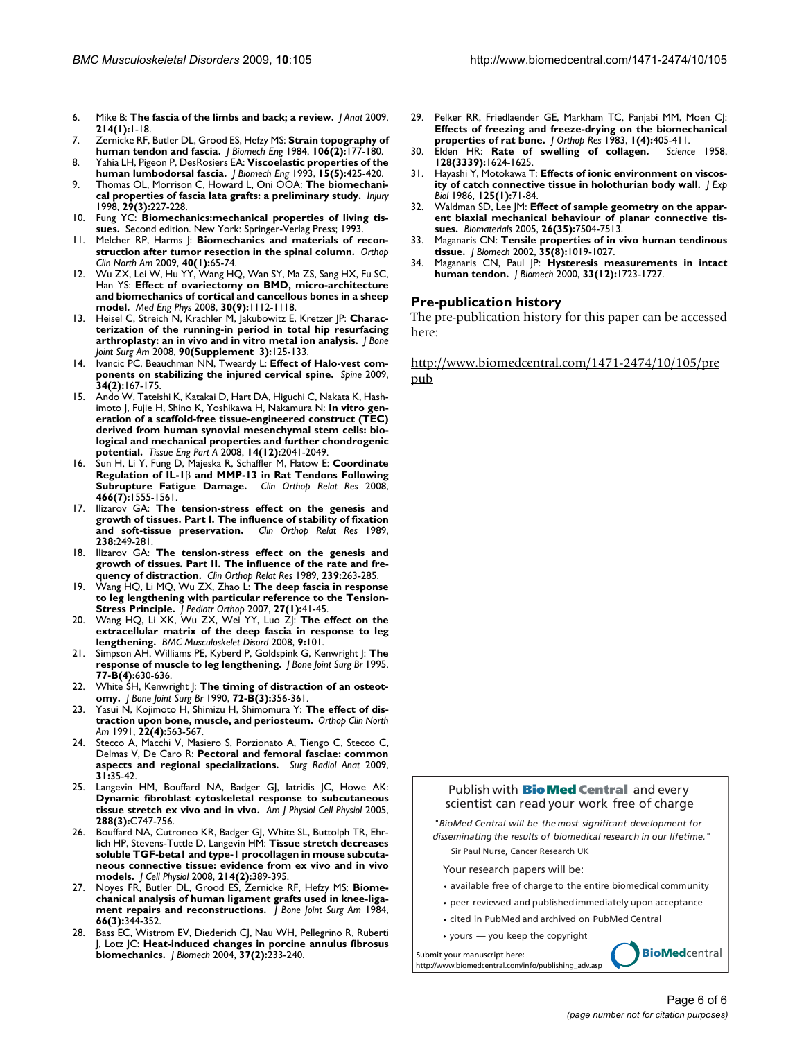6. Mike B: **The fascia of the limbs and back; a review.** *J Anat* 2009, **214(1):**1-18.
7. Zernicke RF, Butler DL, Grood ES, Hefzy MS: **Strain topography of human tendon and fascia.** *J Biomech Eng* 1984, **106(2):**177-180.
8. Yahia LH, Pigeon P, DesRosiers EA: **Viscoelastic properties of the human lumbodorsal fascia.** *J Biomech Eng* 1993, **15(5):**425-420.
9. Thomas OL, Morrison C, Howard L, Oni OOA: **The biomechanical properties of fascia lata grafts: a preliminary study.** *Injury* 1998, **29(3):**227-228.
10. Fung YC: **Biomechanics:mechanical properties of living tissues.** Second edition. New York: Springer-Verlag Press; 1993.
11. Melcher RP, Harms J: **Biomechanics and materials of reconstruction after tumor resection in the spinal column.** *Orthop Clin North Am* 2009, **40(1):**65-74.
12. Wu ZX, Lei W, Hu YY, Wang HQ, Wan SY, Ma ZS, Sang HX, Fu SC, Han YS: **Effect of ovariectomy on BMD, micro-architecture and biomechanics of cortical and cancellous bones in a sheep model.** *Med Eng Phys* 2008, **30(9):**1112-1118.
13. Heisel C, Streich N, Krachler M, Jakubowitz E, Kretzer JP: **Characterization of the running-in period in total hip resurfacing arthroplasty: an in vivo and in vitro metal ion analysis.** *J Bone Joint Surg Am* 2008, **90(Supplement_3):**125-133.
14. Ivancic PC, Beauchman NN, Tweardy L: **Effect of Halo-vest components on stabilizing the injured cervical spine.** *Spine* 2009, **34(2):**167-175.
15. Ando W, Tateishi K, Katakai D, Hart DA, Higuchi C, Nakata K, Hashimoto J, Fujie H, Shino K, Yoshikawa H, Nakamura N: **In vitro generation of a scaffold-free tissue-engineered construct (TEC) derived from human synovial mesenchymal stem cells: biological and mechanical properties and further chondrogenic potential.** *Tissue Eng Part A* 2008, **14(12):**2041-2049.
16. Sun H, Li Y, Fung D, Majeska R, Schaffler M, Flatow E: **Coordinate Regulation of IL-1β and MMP-13 in Rat Tendons Following Subrupture Fatigue Damage.** *Clin Orthop Relat Res* 2008, **466(7):**1555-1561.
17. Ilizarov GA: **The tension-stress effect on the genesis and growth of tissues. Part I. The influence of stability of fixation and soft-tissue preservation.** *Clin Orthop Relat Res* 1989, **238:**249-281.
18. Ilizarov GA: **The tension-stress effect on the genesis and growth of tissues. Part II. The influence of the rate and frequency of distraction.** *Clin Orthop Relat Res* 1989, **239:**263-285.
19. Wang HQ, Li MQ, Wu ZX, Zhao L: **The deep fascia in response to leg lengthening with particular reference to the Tension-Stress Principle.** *J Pediatr Orthop* 2007, **27(1):**41-45.
20. Wang HQ, Li XK, Wu ZX, Wei YY, Luo ZJ: **The effect on the extracellular matrix of the deep fascia in response to leg lengthening.** *BMC Musculoskelet Disord* 2008, **9:**101.
21. Simpson AH, Williams PE, Kyberd P, Goldspink G, Kenwright J: **The response of muscle to leg lengthening.** *J Bone Joint Surg Br* 1995, **77-B(4):**630-636.
22. White SH, Kenwright J: **The timing of distraction of an osteotomy.** *J Bone Joint Surg Br* 1990, **72-B(3):**356-361.
23. Yasui N, Kojimoto H, Shimizu H, Shimomura Y: **The effect of distraction upon bone, muscle, and periosteum.** *Orthop Clin North Am* 1991, **22(4):**563-567.
24. Stecco A, Macchi V, Masiero S, Porzionato A, Tiengo C, Stecco C, Delmas V, De Caro R: **Pectoral and femoral fasciae: common aspects and regional specializations.** *Surg Radiol Anat* 2009, **31:**35-42.
25. Langevin HM, Bouffard NA, Badger GJ, Iatridis JC, Howe AK: **Dynamic fibroblast cytoskeletal response to subcutaneous tissue stretch ex vivo and in vivo.** *Am J Physiol Cell Physiol* 2005, **288(3):**C747-756.
26. Bouffard NA, Cutroneo KR, Badger GJ, White SL, Buttolph TR, Ehrlich HP, Stevens-Tuttle D, Langevin HM: **Tissue stretch decreases soluble TGF-beta1 and type-1 procollagen in mouse subcutaneous connective tissue: evidence from ex vivo and in vivo models.** *J Cell Physiol* 2008, **214(2):**389-395.
27. Noyes FR, Butler DL, Grood ES, Zernicke RF, Hefzy MS: **Biomechanical analysis of human ligament grafts used in knee-ligament repairs and reconstructions.** *J Bone Joint Surg Am* 1984, **66(3):**344-352.
28. Bass EC, Wistrom EV, Diederich CJ, Nau WH, Pellegrino R, Ruberti J, Lotz JC: **Heat-induced changes in porcine annulus fibrosus biomechanics.** *J Biomech* 2004, **37(2):**233-240.
29. Pelker RR, Friedlaender GE, Markham TC, Panjabi MM, Moen CJ: **Effects of freezing and freeze-drying on the biomechanical properties of rat bone.** *J Orthop Res* 1983, **1(4):**405-411.
30. Elden HR: **Rate of swelling of collagen.** *Science* 1958, **128(3339):**1624-1625.
31. Hayashi Y, Motokawa T: **Effects of ionic environment on viscosity of catch connective tissue in holothurian body wall.** *J Exp Biol* 1986, **125(1):**71-84.
32. Waldman SD, Lee JM: **Effect of sample geometry on the apparent biaxial mechanical behaviour of planar connective tissues.** *Biomaterials* 2005, **26(35):**7504-7513.
33. Maganaris CN: **Tensile properties of in vivo human tendinous tissue.** *J Biomech* 2002, **35(8):**1019-1027.
34. Maganaris CN, Paul JP: **Hysteresis measurements in intact human tendon.** *J Biomech* 2000, **33(12):**1723-1727.

## Pre-publication history

The pre-publication history for this paper can be accessed here:

http://www.biomedcentral.com/1471-2474/10/105/prepub

Publish with **BioMed Central** and every scientist can read your work free of charge

*"BioMed Central will be the most significant development for disseminating the results of biomedical research in our lifetime."*
Sir Paul Nurse, Cancer Research UK

Your research papers will be:

- available free of charge to the entire biomedical community
- peer reviewed and published immediately upon acceptance
- cited in PubMed and archived on PubMed Central
- yours — you keep the copyright

Submit your manuscript here:
http://www.biomedcentral.com/info/publishing_adv.asp

**BioMed**central